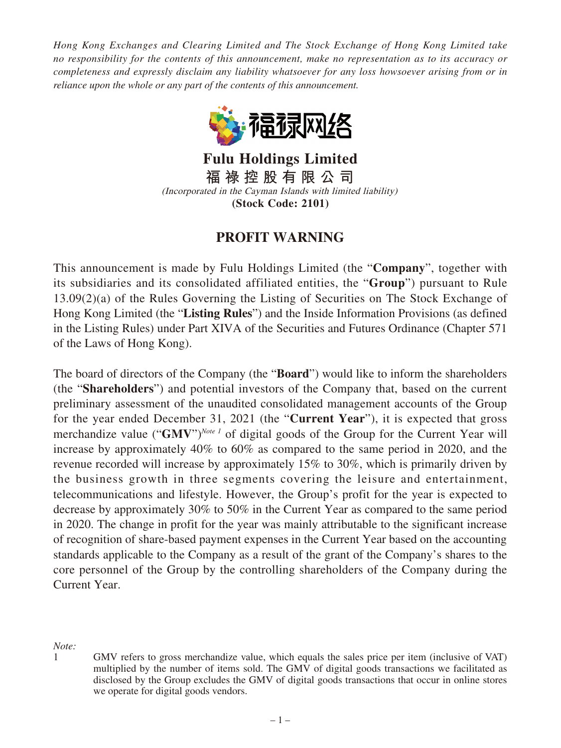*Hong Kong Exchanges and Clearing Limited and The Stock Exchange of Hong Kong Limited take no responsibility for the contents of this announcement, make no representation as to its accuracy or completeness and expressly disclaim any liability whatsoever for any loss howsoever arising from or in reliance upon the whole or any part of the contents of this announcement.*

福禄网络

# Fulu Holdings Limited

**福 祿 控 股 有 限 公 司**

*(Incorporated in the Cayman Islands with limited liability)*

**(Stock Code: 2101)**

## PROFIT WARNING

This announcement is made by Fulu Holdings Limited (the "**Company**", together with its subsidiaries and its consolidated affiliated entities, the "**Group**") pursuant to Rule 13.09(2)(a) of the Rules Governing the Listing of Securities on The Stock Exchange of Hong Kong Limited (the "**Listing Rules**") and the Inside Information Provisions (as defined in the Listing Rules) under Part XIVA of the Securities and Futures Ordinance (Chapter 571 of the Laws of Hong Kong).

The board of directors of the Company (the "**Board**") would like to inform the shareholders (the "**Shareholders**") and potential investors of the Company that, based on the current preliminary assessment of the unaudited consolidated management accounts of the Group for the year ended December 31, 2021 (the "**Current Year**"), it is expected that gross merchandize value ("**GMV**")[Note 1] of digital goods of the Group for the Current Year will increase by approximately 40% to 60% as compared to the same period in 2020, and the revenue recorded will increase by approximately 15% to 30%, which is primarily driven by the business growth in three segments covering the leisure and entertainment, telecommunications and lifestyle. However, the Group's profit for the year is expected to decrease by approximately 30% to 50% in the Current Year as compared to the same period in 2020. The change in profit for the year was mainly attributable to the significant increase of recognition of share-based payment expenses in the Current Year based on the accounting standards applicable to the Company as a result of the grant of the Company's shares to the core personnel of the Group by the controlling shareholders of the Company during the Current Year.

*Note:*

1 GMV refers to gross merchandize value, which equals the sales price per item (inclusive of VAT) multiplied by the number of items sold. The GMV of digital goods transactions we facilitated as disclosed by the Group excludes the GMV of digital goods transactions that occur in online stores we operate for digital goods vendors.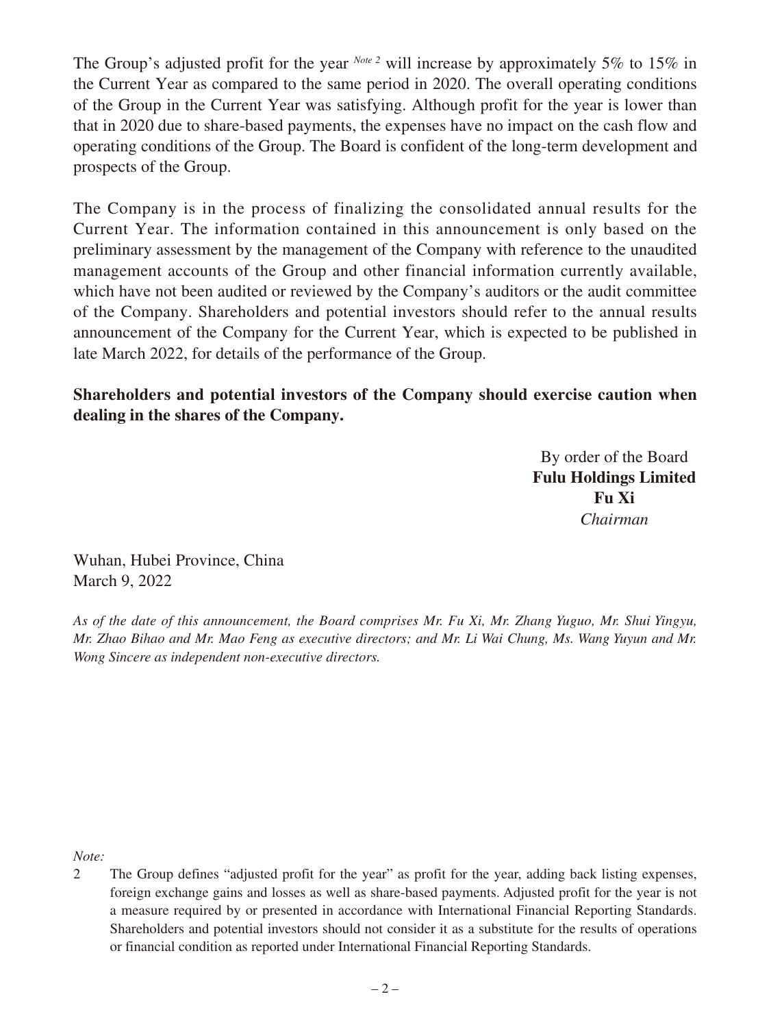The Group's adjusted profit for the year [Note 2] will increase by approximately 5% to 15% in the Current Year as compared to the same period in 2020. The overall operating conditions of the Group in the Current Year was satisfying. Although profit for the year is lower than that in 2020 due to share-based payments, the expenses have no impact on the cash flow and operating conditions of the Group. The Board is confident of the long-term development and prospects of the Group.

The Company is in the process of finalizing the consolidated annual results for the Current Year. The information contained in this announcement is only based on the preliminary assessment by the management of the Company with reference to the unaudited management accounts of the Group and other financial information currently available, which have not been audited or reviewed by the Company's auditors or the audit committee of the Company. Shareholders and potential investors should refer to the annual results announcement of the Company for the Current Year, which is expected to be published in late March 2022, for details of the performance of the Group.

**Shareholders and potential investors of the Company should exercise caution when dealing in the shares of the Company.**

By order of the Board
**Fulu Holdings Limited**
**Fu Xi**
*Chairman*

Wuhan, Hubei Province, China
March 9, 2022

*As of the date of this announcement, the Board comprises Mr. Fu Xi, Mr. Zhang Yuguo, Mr. Shui Yingyu, Mr. Zhao Bihao and Mr. Mao Feng as executive directors; and Mr. Li Wai Chung, Ms. Wang Yuyun and Mr. Wong Sincere as independent non-executive directors.*

*Note:*

2 The Group defines "adjusted profit for the year" as profit for the year, adding back listing expenses, foreign exchange gains and losses as well as share-based payments. Adjusted profit for the year is not a measure required by or presented in accordance with International Financial Reporting Standards. Shareholders and potential investors should not consider it as a substitute for the results of operations or financial condition as reported under International Financial Reporting Standards.